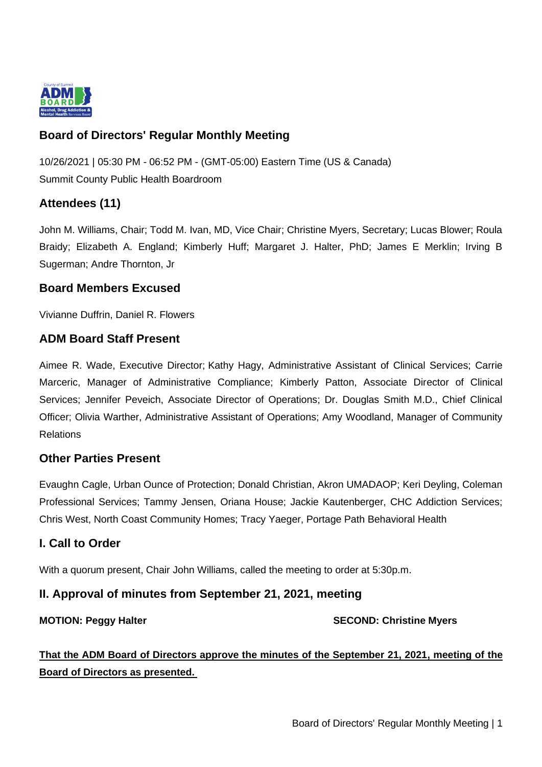## Board of Directors' Regular Monthly Meeting

10/26/2021 | 05:30 PM - 06:52 PM - (GMT-05:00) Eastern Time (US & Canada)
Summit County Public Health Boardroom

## Attendees (11)

John M. Williams, Chair; Todd M. Ivan, MD, Vice Chair; Christine Myers, Secretary; Lucas Blower; Roula Braidy; Elizabeth A. England; Kimberly Huff; Margaret J. Halter, PhD; James E Merklin; Irving B Sugerman; Andre Thornton, Jr

## Board Members Excused

Vivianne Duffrin, Daniel R. Flowers

## ADM Board Staff Present

Aimee R. Wade, Executive Director; Kathy Hagy, Administrative Assistant of Clinical Services; Carrie Marceric, Manager of Administrative Compliance; Kimberly Patton, Associate Director of Clinical Services; Jennifer Peveich, Associate Director of Operations; Dr. Douglas Smith M.D., Chief Clinical Officer; Olivia Warther, Administrative Assistant of Operations; Amy Woodland, Manager of Community Relations

## Other Parties Present

Evaughn Cagle, Urban Ounce of Protection; Donald Christian, Akron UMADAOP; Keri Deyling, Coleman Professional Services; Tammy Jensen, Oriana House; Jackie Kautenberger, CHC Addiction Services; Chris West, North Coast Community Homes; Tracy Yaeger, Portage Path Behavioral Health

## I. Call to Order

With a quorum present, Chair John Williams, called the meeting to order at 5:30p.m.

## II. Approval of minutes from September 21, 2021, meeting

**MOTION: Peggy Halter** **SECOND: Christine Myers**

**That the ADM Board of Directors approve the minutes of the September 21, 2021, meeting of the Board of Directors as presented.**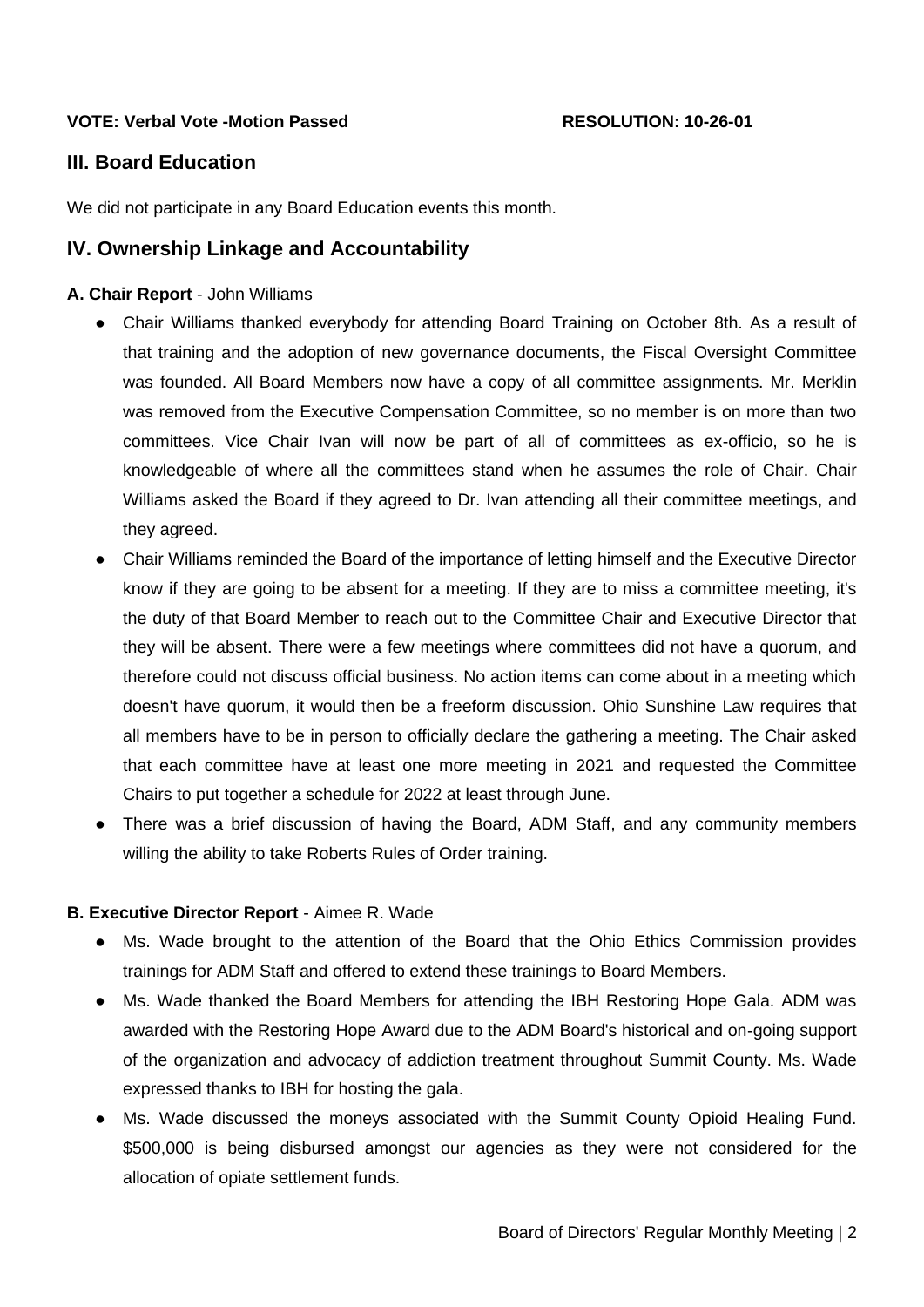**VOTE: Verbal Vote -Motion Passed** **RESOLUTION: 10-26-01**

## III. Board Education

We did not participate in any Board Education events this month.

## IV. Ownership Linkage and Accountability

**A. Chair Report** - John Williams

- Chair Williams thanked everybody for attending Board Training on October 8th. As a result of that training and the adoption of new governance documents, the Fiscal Oversight Committee was founded. All Board Members now have a copy of all committee assignments. Mr. Merklin was removed from the Executive Compensation Committee, so no member is on more than two committees. Vice Chair Ivan will now be part of all of committees as ex-officio, so he is knowledgeable of where all the committees stand when he assumes the role of Chair. Chair Williams asked the Board if they agreed to Dr. Ivan attending all their committee meetings, and they agreed.
- Chair Williams reminded the Board of the importance of letting himself and the Executive Director know if they are going to be absent for a meeting. If they are to miss a committee meeting, it's the duty of that Board Member to reach out to the Committee Chair and Executive Director that they will be absent. There were a few meetings where committees did not have a quorum, and therefore could not discuss official business. No action items can come about in a meeting which doesn't have quorum, it would then be a freeform discussion. Ohio Sunshine Law requires that all members have to be in person to officially declare the gathering a meeting. The Chair asked that each committee have at least one more meeting in 2021 and requested the Committee Chairs to put together a schedule for 2022 at least through June.
- There was a brief discussion of having the Board, ADM Staff, and any community members willing the ability to take Roberts Rules of Order training.

**B. Executive Director Report** - Aimee R. Wade

- Ms. Wade brought to the attention of the Board that the Ohio Ethics Commission provides trainings for ADM Staff and offered to extend these trainings to Board Members.
- Ms. Wade thanked the Board Members for attending the IBH Restoring Hope Gala. ADM was awarded with the Restoring Hope Award due to the ADM Board's historical and on-going support of the organization and advocacy of addiction treatment throughout Summit County. Ms. Wade expressed thanks to IBH for hosting the gala.
- Ms. Wade discussed the moneys associated with the Summit County Opioid Healing Fund. $500,000 is being disbursed amongst our agencies as they were not considered for the allocation of opiate settlement funds.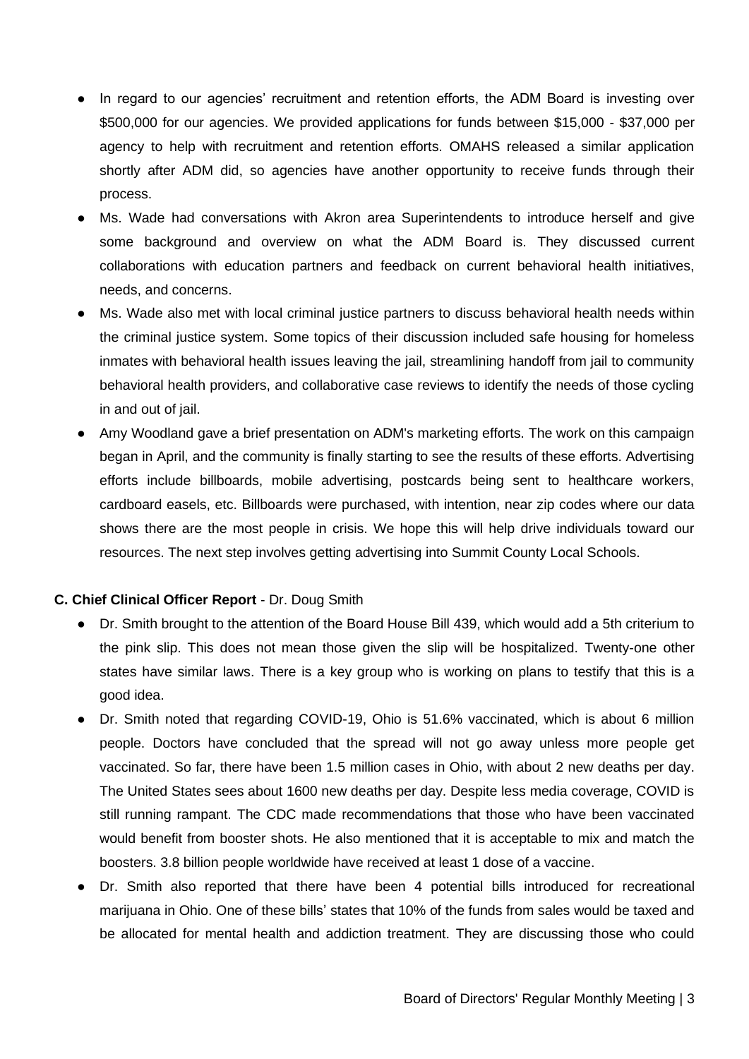- In regard to our agencies' recruitment and retention efforts, the ADM Board is investing over $500,000 for our agencies. We provided applications for funds between $15,000 - $37,000 per agency to help with recruitment and retention efforts. OMAHS released a similar application shortly after ADM did, so agencies have another opportunity to receive funds through their process.
- Ms. Wade had conversations with Akron area Superintendents to introduce herself and give some background and overview on what the ADM Board is. They discussed current collaborations with education partners and feedback on current behavioral health initiatives, needs, and concerns.
- Ms. Wade also met with local criminal justice partners to discuss behavioral health needs within the criminal justice system. Some topics of their discussion included safe housing for homeless inmates with behavioral health issues leaving the jail, streamlining handoff from jail to community behavioral health providers, and collaborative case reviews to identify the needs of those cycling in and out of jail.
- Amy Woodland gave a brief presentation on ADM's marketing efforts. The work on this campaign began in April, and the community is finally starting to see the results of these efforts. Advertising efforts include billboards, mobile advertising, postcards being sent to healthcare workers, cardboard easels, etc. Billboards were purchased, with intention, near zip codes where our data shows there are the most people in crisis. We hope this will help drive individuals toward our resources. The next step involves getting advertising into Summit County Local Schools.

**C. Chief Clinical Officer Report** - Dr. Doug Smith

- Dr. Smith brought to the attention of the Board House Bill 439, which would add a 5th criterium to the pink slip. This does not mean those given the slip will be hospitalized. Twenty-one other states have similar laws. There is a key group who is working on plans to testify that this is a good idea.
- Dr. Smith noted that regarding COVID-19, Ohio is 51.6% vaccinated, which is about 6 million people. Doctors have concluded that the spread will not go away unless more people get vaccinated. So far, there have been 1.5 million cases in Ohio, with about 2 new deaths per day. The United States sees about 1600 new deaths per day. Despite less media coverage, COVID is still running rampant. The CDC made recommendations that those who have been vaccinated would benefit from booster shots. He also mentioned that it is acceptable to mix and match the boosters. 3.8 billion people worldwide have received at least 1 dose of a vaccine.
- Dr. Smith also reported that there have been 4 potential bills introduced for recreational marijuana in Ohio. One of these bills' states that 10% of the funds from sales would be taxed and be allocated for mental health and addiction treatment. They are discussing those who could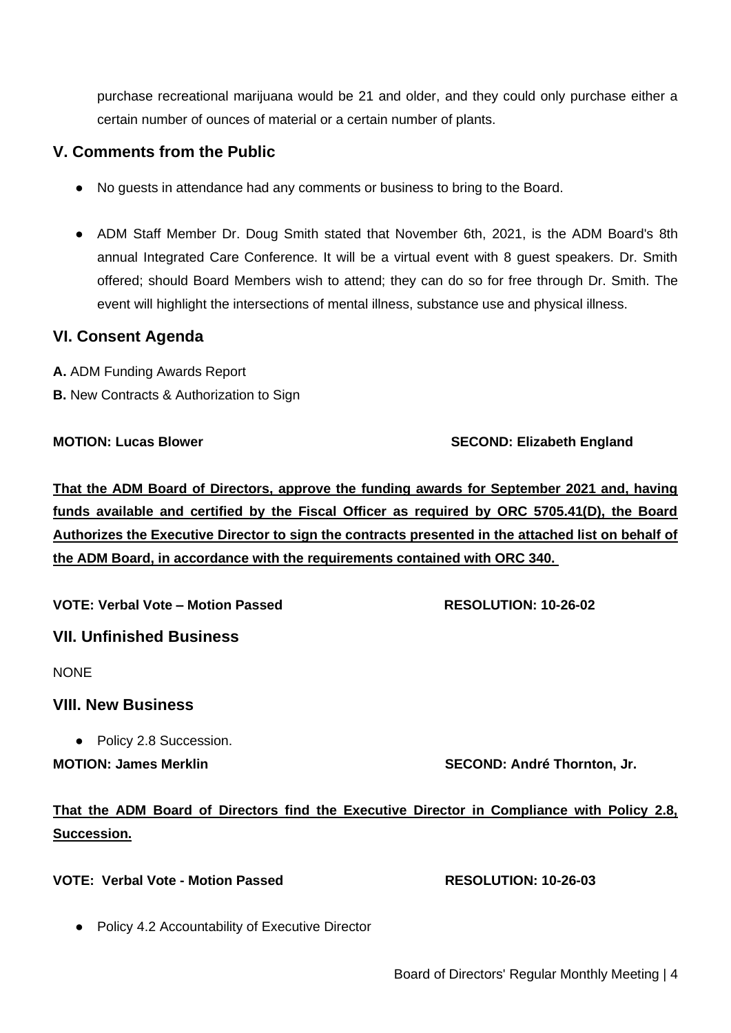purchase recreational marijuana would be 21 and older, and they could only purchase either a certain number of ounces of material or a certain number of plants.

## V. Comments from the Public

- No guests in attendance had any comments or business to bring to the Board.
- ADM Staff Member Dr. Doug Smith stated that November 6th, 2021, is the ADM Board's 8th annual Integrated Care Conference. It will be a virtual event with 8 guest speakers. Dr. Smith offered; should Board Members wish to attend; they can do so for free through Dr. Smith. The event will highlight the intersections of mental illness, substance use and physical illness.

## VI. Consent Agenda

**A.** ADM Funding Awards Report

**B.** New Contracts & Authorization to Sign

**MOTION: Lucas Blower** **SECOND: Elizabeth England**

**That the ADM Board of Directors, approve the funding awards for September 2021 and, having funds available and certified by the Fiscal Officer as required by ORC 5705.41(D), the Board Authorizes the Executive Director to sign the contracts presented in the attached list on behalf of the ADM Board, in accordance with the requirements contained with ORC 340.**

**VOTE: Verbal Vote – Motion Passed** **RESOLUTION: 10-26-02**

## VII. Unfinished Business

NONE

## VIII. New Business

- Policy 2.8 Succession.

**MOTION: James Merklin** **SECOND: André Thornton, Jr.**

**That the ADM Board of Directors find the Executive Director in Compliance with Policy 2.8, Succession.**

**VOTE: Verbal Vote - Motion Passed** **RESOLUTION: 10-26-03**

- Policy 4.2 Accountability of Executive Director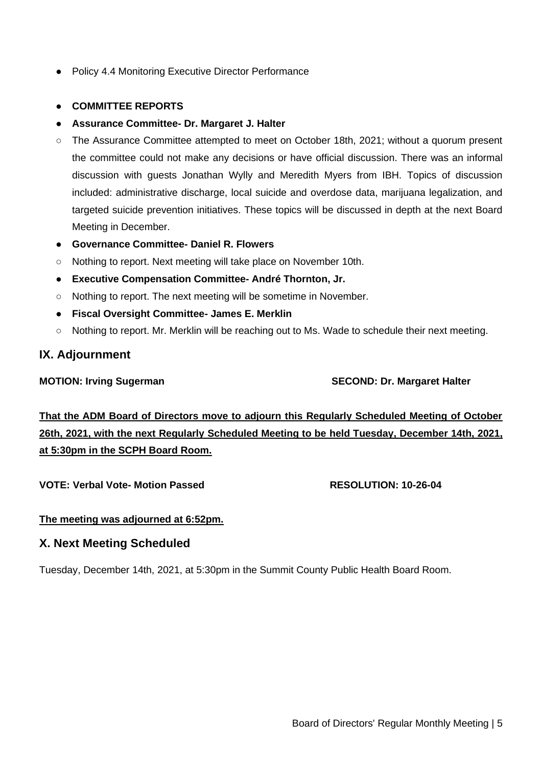- Policy 4.4 Monitoring Executive Director Performance

- **COMMITTEE REPORTS**
- **Assurance Committee- Dr. Margaret J. Halter**
  - The Assurance Committee attempted to meet on October 18th, 2021; without a quorum present the committee could not make any decisions or have official discussion. There was an informal discussion with guests Jonathan Wylly and Meredith Myers from IBH. Topics of discussion included: administrative discharge, local suicide and overdose data, marijuana legalization, and targeted suicide prevention initiatives. These topics will be discussed in depth at the next Board Meeting in December.
- **Governance Committee- Daniel R. Flowers**
  - Nothing to report. Next meeting will take place on November 10th.
- **Executive Compensation Committee- André Thornton, Jr.**
  - Nothing to report. The next meeting will be sometime in November.
- **Fiscal Oversight Committee- James E. Merklin**
  - Nothing to report. Mr. Merklin will be reaching out to Ms. Wade to schedule their next meeting.

## IX. Adjournment

**MOTION: Irving Sugerman** **SECOND: Dr. Margaret Halter**

**<u>That the ADM Board of Directors move to adjourn this Regularly Scheduled Meeting of October 26th, 2021, with the next Regularly Scheduled Meeting to be held Tuesday, December 14th, 2021, at 5:30pm in the SCPH Board Room.</u>**

**VOTE: Verbal Vote- Motion Passed** **RESOLUTION: 10-26-04**

**<u>The meeting was adjourned at 6:52pm.</u>**

## X. Next Meeting Scheduled

Tuesday, December 14th, 2021, at 5:30pm in the Summit County Public Health Board Room.